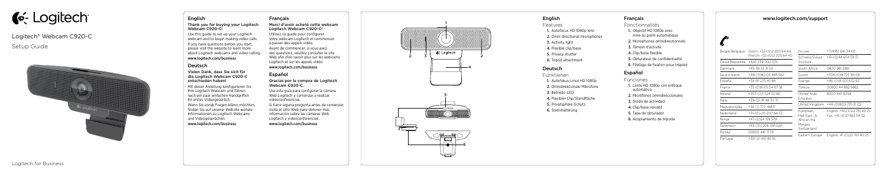# Logitech®

Logitech® Webcam C920-C

Setup Guide

## English

**Thank you for buying your Logitech Webcam C920-C!**

Use this guide to set up your Logitech webcam and to begin making video calls. If you have questions before you start, please visit the website to learn more about Logitech webcams and video calling.

**www.logitech.com/business**

## Deutsch

**Vielen Dank, dass Sie sich für die Logitech Webcam C920-C entschieden haben!**

Mit dieser Anleitung konfigurieren Sie Ihre Logitech Webcam und führen nach ein paar einfachen Handgriffen Ihr erstes Videogespräch.

Wenn Sie vorab Fragen klären möchten, finden Sie auf unserer Website weitere Informationen zu Logitech Webcams und Videogesprächen.

**www.logitech.com/business**

## Français

**Merci d'avoir acheté cette webcam Logitech Webcam C920-C!**

Utilisez ce guide pour configurer votre webcam Logitech et commencer à passer des appels vidéo.

Avant de commencer, si vous avez des questions, veuillez consulter le site Web afin d'en savoir plus sur les webcams Logitech et sur les appels vidéo.

**www.logitech.com/business**

## Español

**Gracias por la compra de Logitech Webcam C920-C.**

Use esta guía para configurar la cámara Web Logitech y comenzar a realizar videoconferencias.

Si tiene alguna pregunta antes de comenzar, visite el sitio Web para obtener más información sobre las cámaras Web Logitech y videoconferencias.

**www.logitech.com/business**

## English

Features

1. Autofocus HD 1080p lens
2. Omni directional microphones
3. Activity light
4. Flexible clip/base
5. Privacy shutter
6. Tripod attachment

## Deutsch

Funktionen

1. Autofokus-Linse HD 1080p
2. Omnidirektionale Mikrofone
3. Betriebs-LED
4. Flexibler Clip/Standfläche
5. Privatsphäre-Schutz
6. Stativhalterung

## Français

Fonctionnalités

1. Objectif HD 1080p avec mise au point automatique
2. Microphones omnidirectionnels
3. Témoin d'activité
4. Clip/base flexible
5. Obturateur de confidentialité
6. Filetage de fixation pour trépied

## Español

Funciones

1. Lente HD 1080p con enfoque automático
2. Micrófonos omnidireccionales
3. Diodo de actividad
4. Clip/base versátil
5. Tapa de obturador
6. Acoplamiento de trípode

## www.logitech.com/support

| | |
|---|---|
| België/Belgique | Dutch: +32-(0)2 200 64 44; French: +32-(0)2 200 64 40 |
| Česká Republika | +420 239 000 335 |
| Danmark | +45-38 32 31 20 |
| Deutschland | +49-(0)180-05 895 562 |
| España | +34-91-275 45 88 |
| France | +33-(0)8-05 54 07 36 |
| Ireland | +353-(0)1 524 50 80 |
| Italia | +39-02-91 48 30 31 |
| Magyarország | +36 (1) 777-4853 |
| Nederland | +31-(0)-20-200 84 33 |
| Norge | +47-(0)24 159 579 |
| Österreich | +43-(0)1 206 091 026 |
| Polska | 00800 441 17 19 |
| Portugal | +351-21-415 90 16 |
| Россия | +7(495) 641 34 60 |
| Schweiz/Suisse Svizzera | +41-(0)44 654 59 17 |
| South Africa | 0800 981 089 |
| Suomi | +358-(0)9 725 191 08 |
| Sverige | +46-(0)8-501 632 83 |
| Türkiye | 00800 44 882 5862 |
| United Arab Emirates | 8000 441-4294 |
| United Kingdom | +44-(0)800-731-31 02 |
| European, Mid. East., & African Hq. Morges, Switzerland | English: +41-(0)22 761 40 25 Fax: +41-(0)21 863 54 02 |
| Eastern Europe | English: 41-(0)22 761 40 25 |

Logitech for Business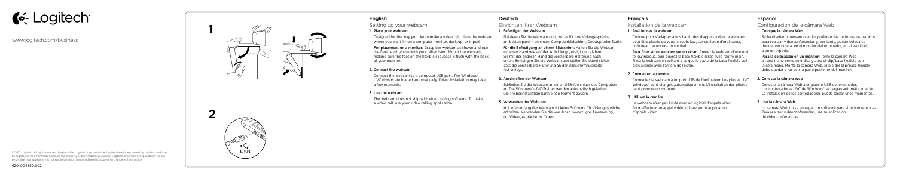Logitech

www.logitech.com/business

1

2

USB

© 2013 Logitech. All rights reserved. Logitech, the Logitech logo, and other Logitech marks are owned by Logitech and may be registered. All other trademarks are the property of their respective owners. Logitech assumes no responsibility for any errors that may appear in this manual. Information contained herein is subject to change without notice.

620-004850.002

## English

### Setting up your webcam

**1. Place your webcam**

Designed for the way you like to make a video call, place the webcam where you want it—on a computer monitor, desktop, or tripod.

**For placement on a monitor:** Grasp the webcam as shown and open the flexible clip/base with your other hand. Mount the webcam, making sure the foot on the flexible clip/base is flush with the back of your monitor.

**2. Connect the webcam**

Connect the webcam to a computer USB port. The Windows® UVC drivers are loaded automatically. Driver installation may take a few moments.

**3. Use the webcam**

The webcam does not ship with video calling software. To make a video call, use your video calling application.

## Deutsch

### Einrichten Ihrer Webcam

**1. Befestigen der Webcam**

Platzieren Sie die Webcam dort, wo es für Ihre Videogespräche am besten passt – an einem Computerbildschirm, Desktop oder Stativ.

**Für die Befestigung an einem Bildschirm:** Halten Sie die Webcam mit einer Hand wie auf der Abbildung gezeigt und ziehen Sie mit der anderen Hand die verstellbare Halterung nach unten. Befestigen Sie die Webcam und stellen Sie dabei sicher, dass die verstellbare Halterung an der Bildschirmrückseite fest anliegt.

**2. Anschließen der Webcam**

Schließen Sie die Webcam an einen USB-Anschluss des Computers an. Die Windows®-UVC-Treiber werden automatisch geladen. Die Treiberinstallation kann einen Moment dauern.

**3. Verwenden der Webcam**

Im Lieferumfang der Webcam ist keine Software für Videogespräche enthalten. Verwenden Sie die von Ihnen bevorzugte Anwendung, um Videogespräche zu führen.

## Français

### Installation de la webcam

**1. Positionnez la webcam**

Conçue pour s'adapter à vos habitudes d'appels vidéo, la webcam peut être placée où vous le souhaitez, sur un écran d'ordinateur, un bureau ou encore un trépied.

**Pour fixer votre webcam sur un écran:** Prenez la webcam d'une main tel qu'indiqué, puis ouvrez la base flexible (clip) avec l'autre main. Fixez la webcam en veillant à ce que la patte de la base flexible soit bien alignée avec l'arrière de l'écran.

**2. Connectez la caméra**

Connectez la webcam à un port USB de l'ordinateur. Les pilotes UVC Windows® sont chargés automatiquement. L'installation des pilotes peut prendre un moment.

**3. Utilisez la caméra**

La webcam n'est pas livrée avec un logiciel d'appels vidéo. Pour effectuer un appel vidéo, utilisez votre application d'appels vidéo.

## Español

### Configuración de la cámara Web

**1. Coloque la cámara Web**

Se ha diseñado pensando en las preferencias de todos los usuarios para realizar videoconferencias y, por tanto, puede colocarse donde uno quiera: en el monitor del ordenador, en el escritorio o en un trípode.

**Para la colocación en un monitor:** Tome la cámara Web en una mano como se indica y abra el clip/base flexible con la otra mano. Monte la cámara Web. El pie del clip/base flexible debe quedar a ras con la parte posterior del monitor.

**2. Conecte la cámara Web**

Conecte la cámara Web a un puerto USB del ordenador. Los controladores UVC de Windows® se cargan automáticamente. La instalación de los controladores puede tardar unos momentos.

**3. Use la cámara Web**

La cámara Web no se entrega con software para videoconferencias. Para realizar videoconferencias, use su aplicación de videoconferencias.